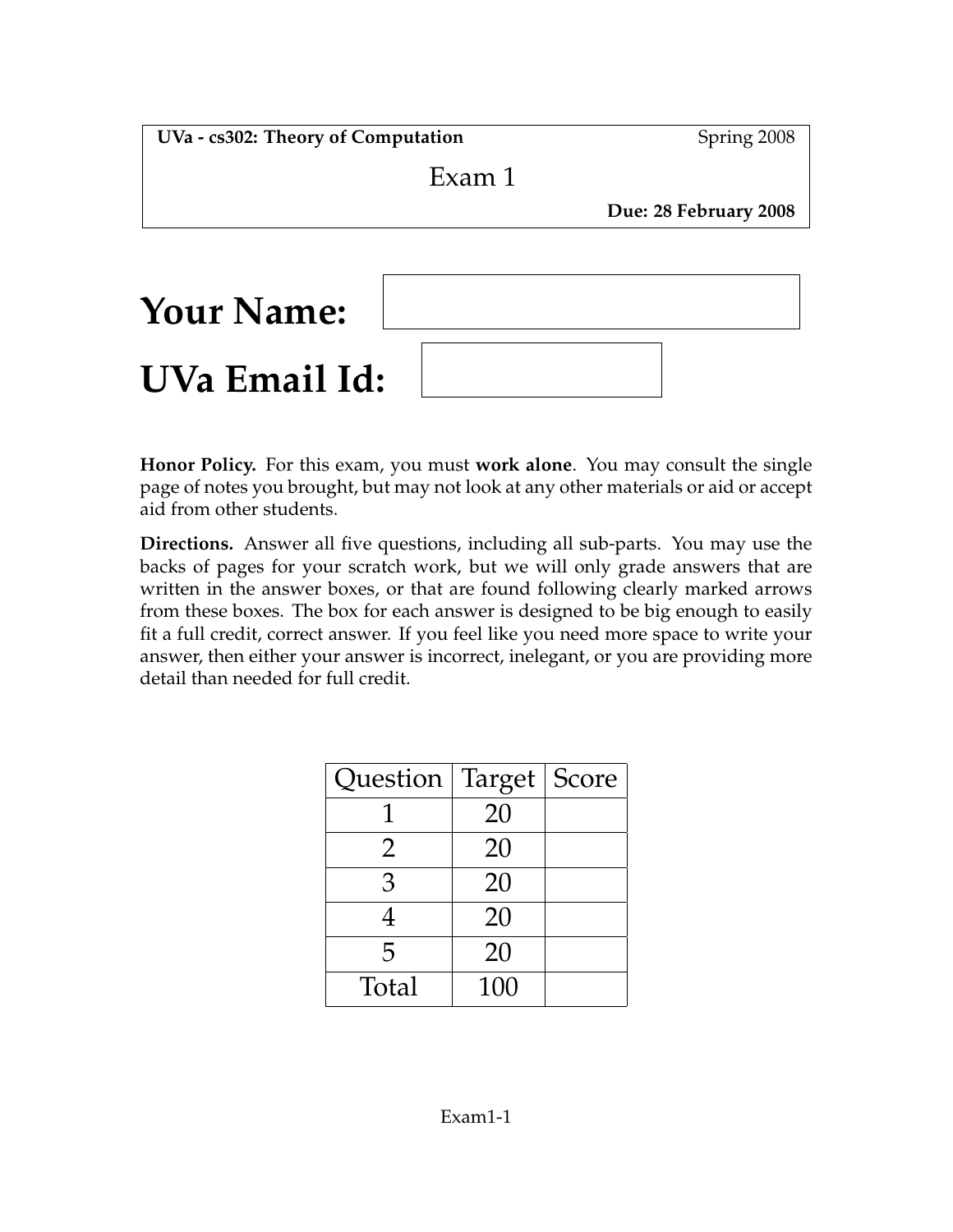**UVa - cs302: Theory of Computation** Spring 2008

Exam 1

**Due: 28 February 2008**

# Your Name:

# UVa Email Id:

**Honor Policy.** For this exam, you must **work alone**. You may consult the single page of notes you brought, but may not look at any other materials or aid or accept aid from other students.

**Directions.** Answer all five questions, including all sub-parts. You may use the backs of pages for your scratch work, but we will only grade answers that are written in the answer boxes, or that are found following clearly marked arrows from these boxes. The box for each answer is designed to be big enough to easily fit a full credit, correct answer. If you feel like you need more space to write your answer, then either your answer is incorrect, inelegant, or you are providing more detail than needed for full credit.

| Question | Target | Score |
|---|---|---|
| 1 | 20 | |
| 2 | 20 | |
| 3 | 20 | |
| 4 | 20 | |
| 5 | 20 | |
| Total | 100 | |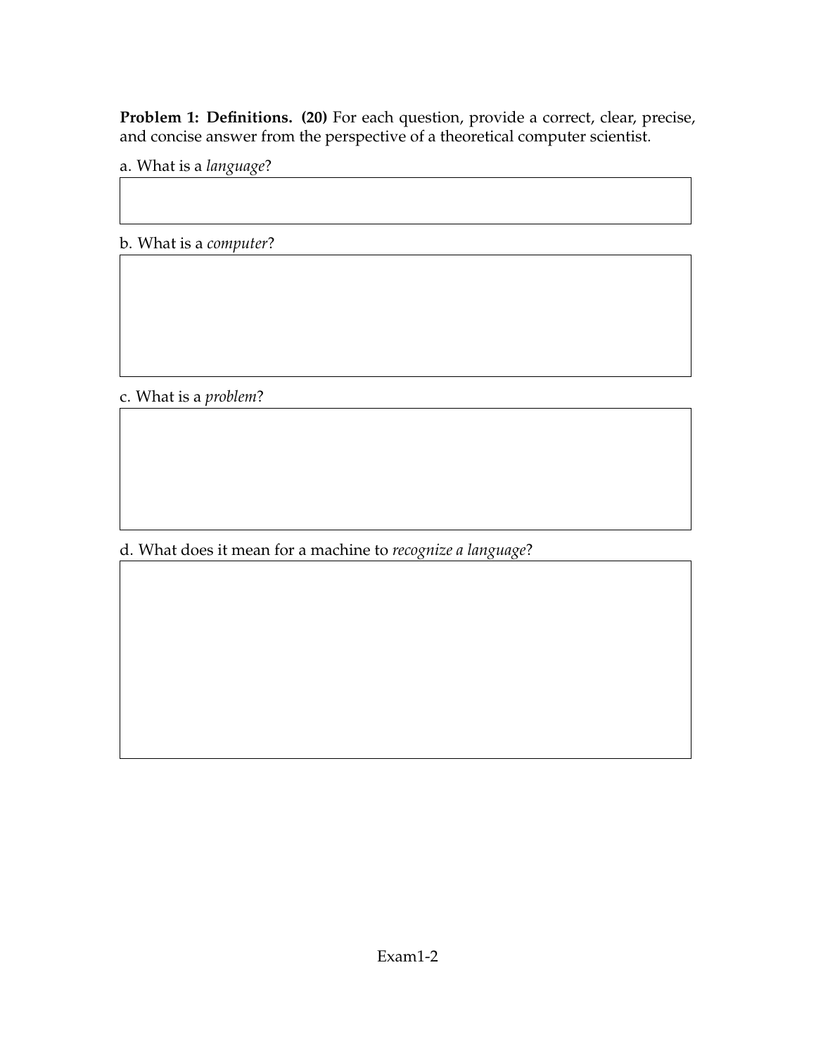**Problem 1: Definitions. (20)** For each question, provide a correct, clear, precise, and concise answer from the perspective of a theoretical computer scientist.

a. What is a *language*?

b. What is a *computer*?

c. What is a *problem*?

d. What does it mean for a machine to *recognize a language*?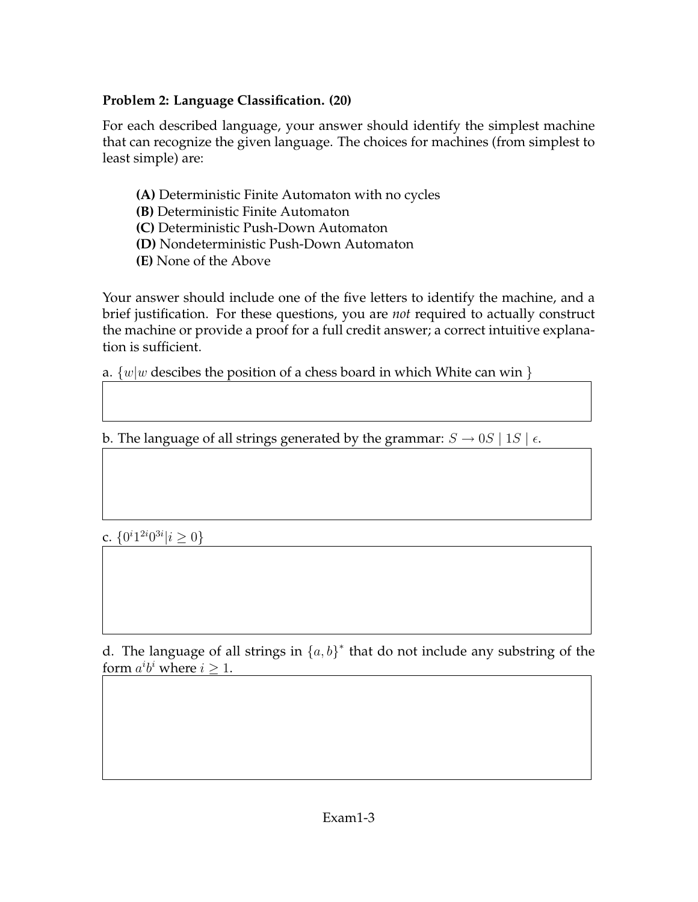**Problem 2: Language Classification. (20)**

For each described language, your answer should identify the simplest machine that can recognize the given language. The choices for machines (from simplest to least simple) are:

> **(A)** Deterministic Finite Automaton with no cycles
> **(B)** Deterministic Finite Automaton
> **(C)** Deterministic Push-Down Automaton
> **(D)** Nondeterministic Push-Down Automaton
> **(E)** None of the Above

Your answer should include one of the five letters to identify the machine, and a brief justification. For these questions, you are *not* required to actually construct the machine or provide a proof for a full credit answer; a correct intuitive explanation is sufficient.

a. $\{w | w$ descibes the position of a chess board in which White can win $\}$

b. The language of all strings generated by the grammar: $S \rightarrow 0S \mid 1S \mid \epsilon$.

c. $\{0^i 1^{2i} 0^{3i} | i \geq 0\}$

d. The language of all strings in $\{a, b\}^*$ that do not include any substring of the form $a^i b^i$ where $i \geq 1$.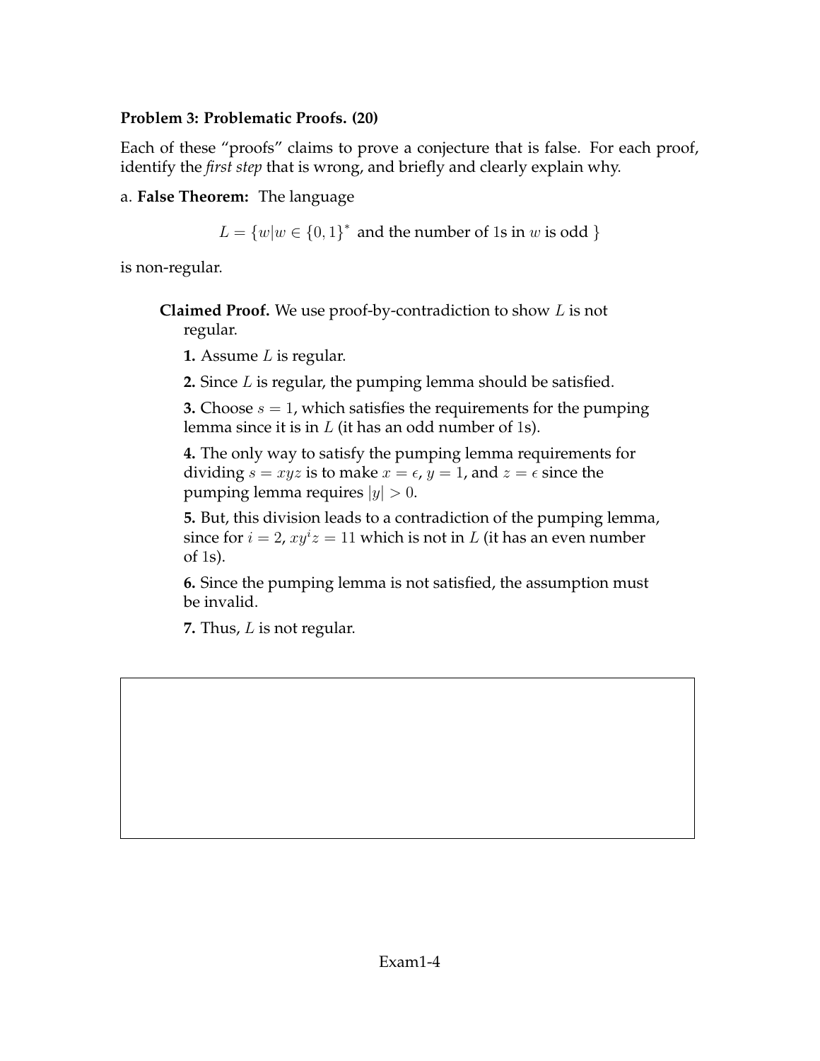**Problem 3: Problematic Proofs. (20)**

Each of these "proofs" claims to prove a conjecture that is false. For each proof, identify the *first step* that is wrong, and briefly and clearly explain why.

a. **False Theorem:** The language

$$L = \{w | w \in \{0,1\}^* \text{ and the number of 1s in } w \text{ is odd }\}$$

is non-regular.

> **Claimed Proof.** We use proof-by-contradiction to show $L$ is not regular.
>
> **1.** Assume $L$ is regular.
>
> **2.** Since $L$ is regular, the pumping lemma should be satisfied.
>
> **3.** Choose $s = 1$, which satisfies the requirements for the pumping lemma since it is in $L$ (it has an odd number of 1s).
>
> **4.** The only way to satisfy the pumping lemma requirements for dividing $s = xyz$ is to make $x = \epsilon$, $y = 1$, and $z = \epsilon$ since the pumping lemma requires $|y| > 0$.
>
> **5.** But, this division leads to a contradiction of the pumping lemma, since for $i = 2$, $xy^iz = 11$ which is not in $L$ (it has an even number of 1s).
>
> **6.** Since the pumping lemma is not satisfied, the assumption must be invalid.
>
> **7.** Thus, $L$ is not regular.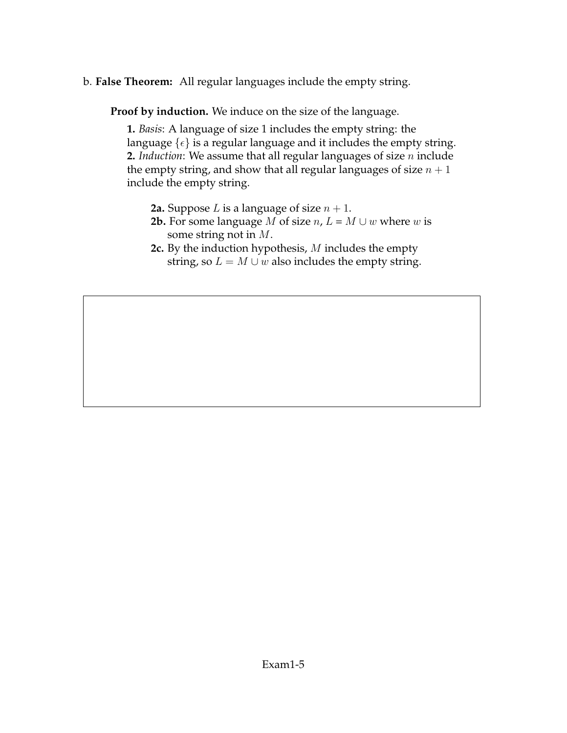b. **False Theorem:** All regular languages include the empty string.

**Proof by induction.** We induce on the size of the language.

**1.** *Basis*: A language of size 1 includes the empty string: the language $\{\epsilon\}$ is a regular language and it includes the empty string.
**2.** *Induction*: We assume that all regular languages of size $n$ include the empty string, and show that all regular languages of size $n + 1$ include the empty string.

- **2a.** Suppose $L$ is a language of size $n + 1$.
- **2b.** For some language $M$ of size $n$, $L = M \cup w$ where $w$ is some string not in $M$.
- **2c.** By the induction hypothesis, $M$ includes the empty string, so $L = M \cup w$ also includes the empty string.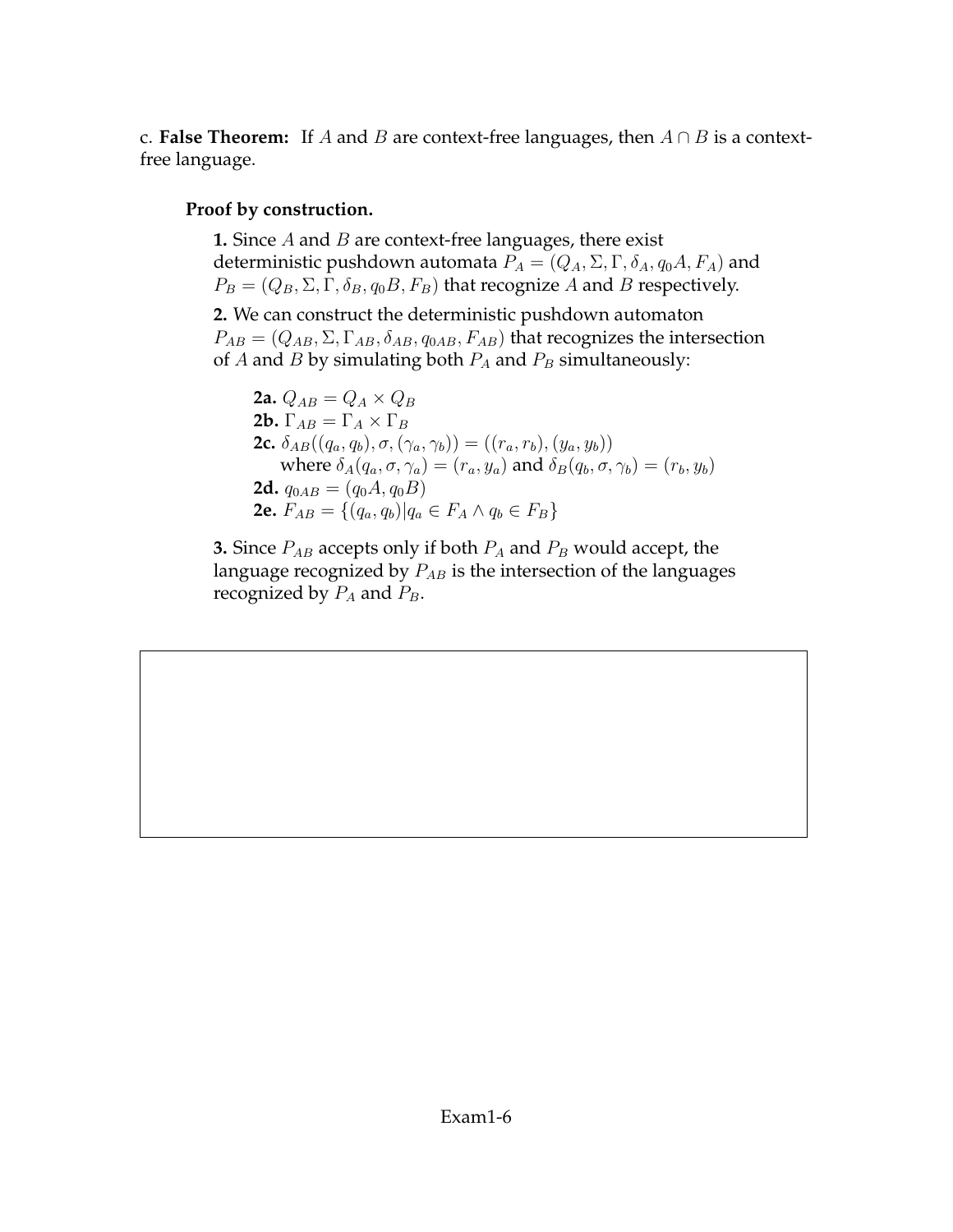c. **False Theorem:** If $A$ and $B$ are context-free languages, then $A \cap B$ is a context-free language.

**Proof by construction.**

**1.** Since $A$ and $B$ are context-free languages, there exist deterministic pushdown automata $P_A = (Q_A, \Sigma, \Gamma, \delta_A, q_0A, F_A)$ and $P_B = (Q_B, \Sigma, \Gamma, \delta_B, q_0B, F_B)$ that recognize $A$ and $B$ respectively.

**2.** We can construct the deterministic pushdown automaton $P_{AB} = (Q_{AB}, \Sigma, \Gamma_{AB}, \delta_{AB}, q_{0AB}, F_{AB})$ that recognizes the intersection of $A$ and $B$ by simulating both $P_A$ and $P_B$ simultaneously:

**2a.** $Q_{AB} = Q_A \times Q_B$
**2b.** $\Gamma_{AB} = \Gamma_A \times \Gamma_B$
**2c.** $\delta_{AB}((q_a, q_b), \sigma, (\gamma_a, \gamma_b)) = ((r_a, r_b), (y_a, y_b))$
where $\delta_A(q_a, \sigma, \gamma_a) = (r_a, y_a)$ and $\delta_B(q_b, \sigma, \gamma_b) = (r_b, y_b)$
**2d.** $q_{0AB} = (q_0A, q_0B)$
**2e.** $F_{AB} = \{(q_a, q_b) | q_a \in F_A \wedge q_b \in F_B\}$

**3.** Since $P_{AB}$ accepts only if both $P_A$ and $P_B$ would accept, the language recognized by $P_{AB}$ is the intersection of the languages recognized by $P_A$ and $P_B$.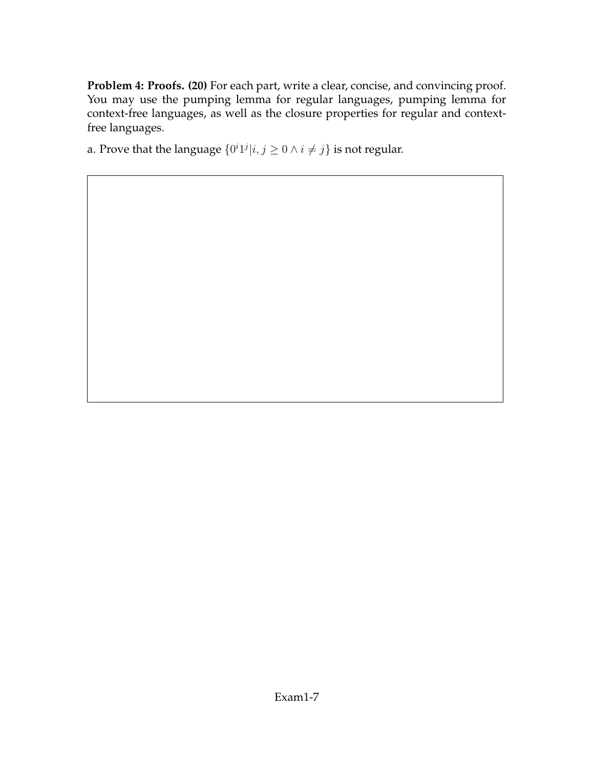**Problem 4: Proofs. (20)** For each part, write a clear, concise, and convincing proof. You may use the pumping lemma for regular languages, pumping lemma for context-free languages, as well as the closure properties for regular and context-free languages.

a. Prove that the language $\{0^i 1^j | i, j \geq 0 \wedge i \neq j\}$ is not regular.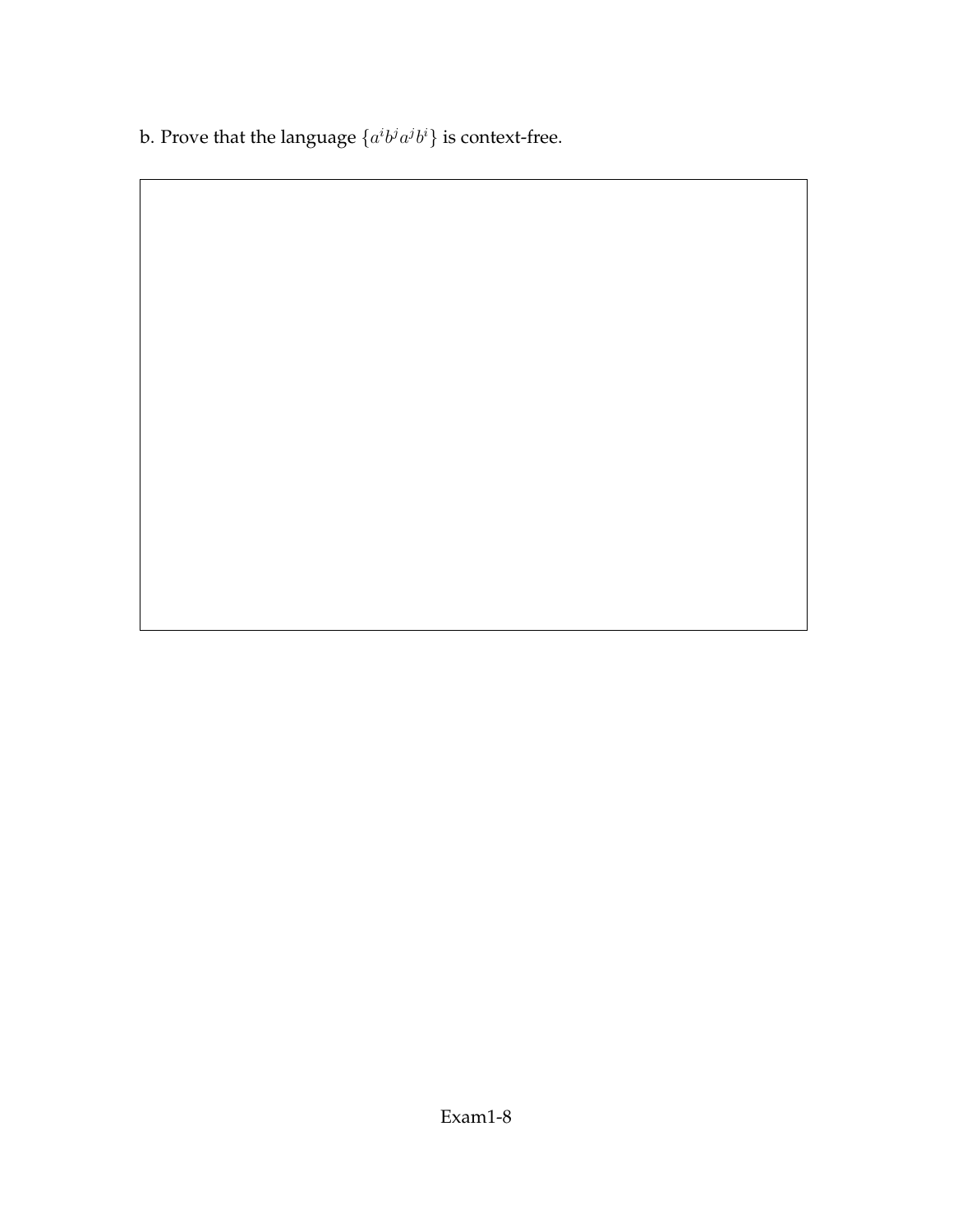b. Prove that the language $\{a^i b^j a^j b^i\}$ is context-free.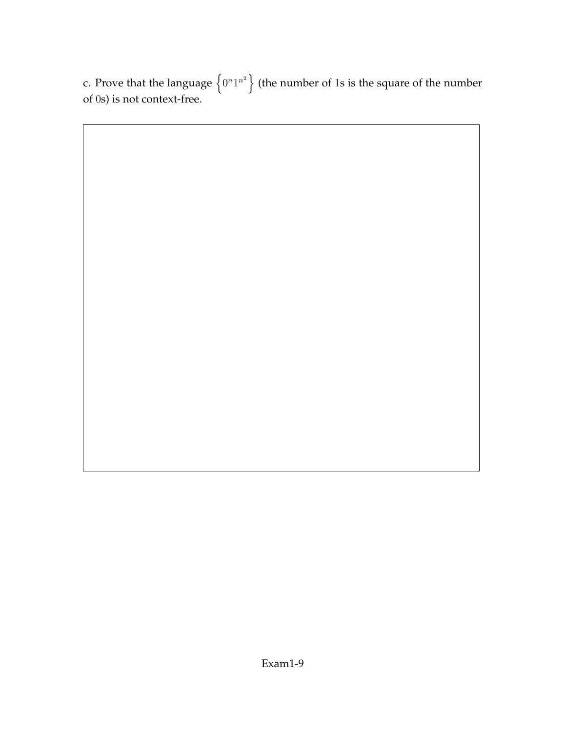c. Prove that the language $\left\{0^n 1^{n^2}\right\}$ (the number of 1s is the square of the number of 0s) is not context-free.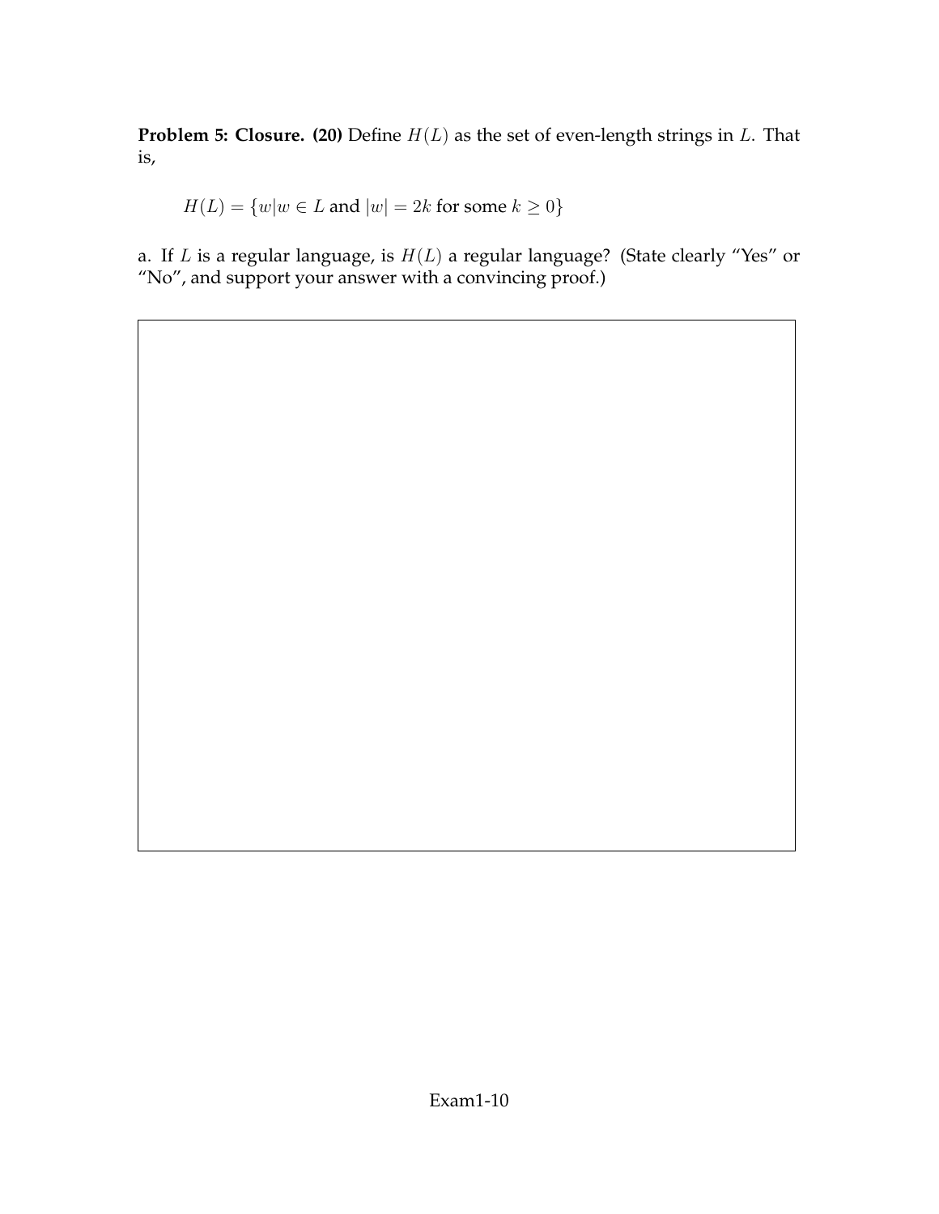**Problem 5: Closure. (20)** Define $H(L)$ as the set of even-length strings in $L$. That is,

$$H(L) = \{w | w \in L \text{ and } |w| = 2k \text{ for some } k \geq 0\}$$

a. If $L$ is a regular language, is $H(L)$ a regular language? (State clearly "Yes" or "No", and support your answer with a convincing proof.)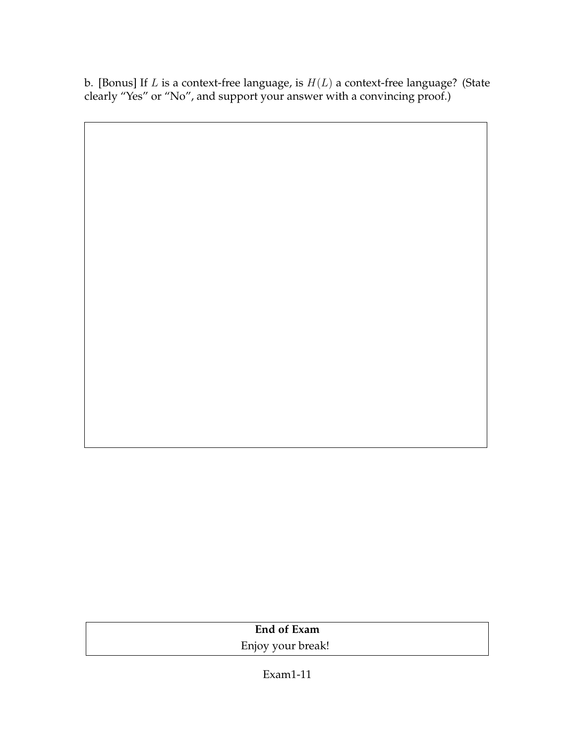b. [Bonus] If $L$ is a context-free language, is $H(L)$ a context-free language? (State clearly "Yes" or "No", and support your answer with a convincing proof.)

**End of Exam**

Enjoy your break!